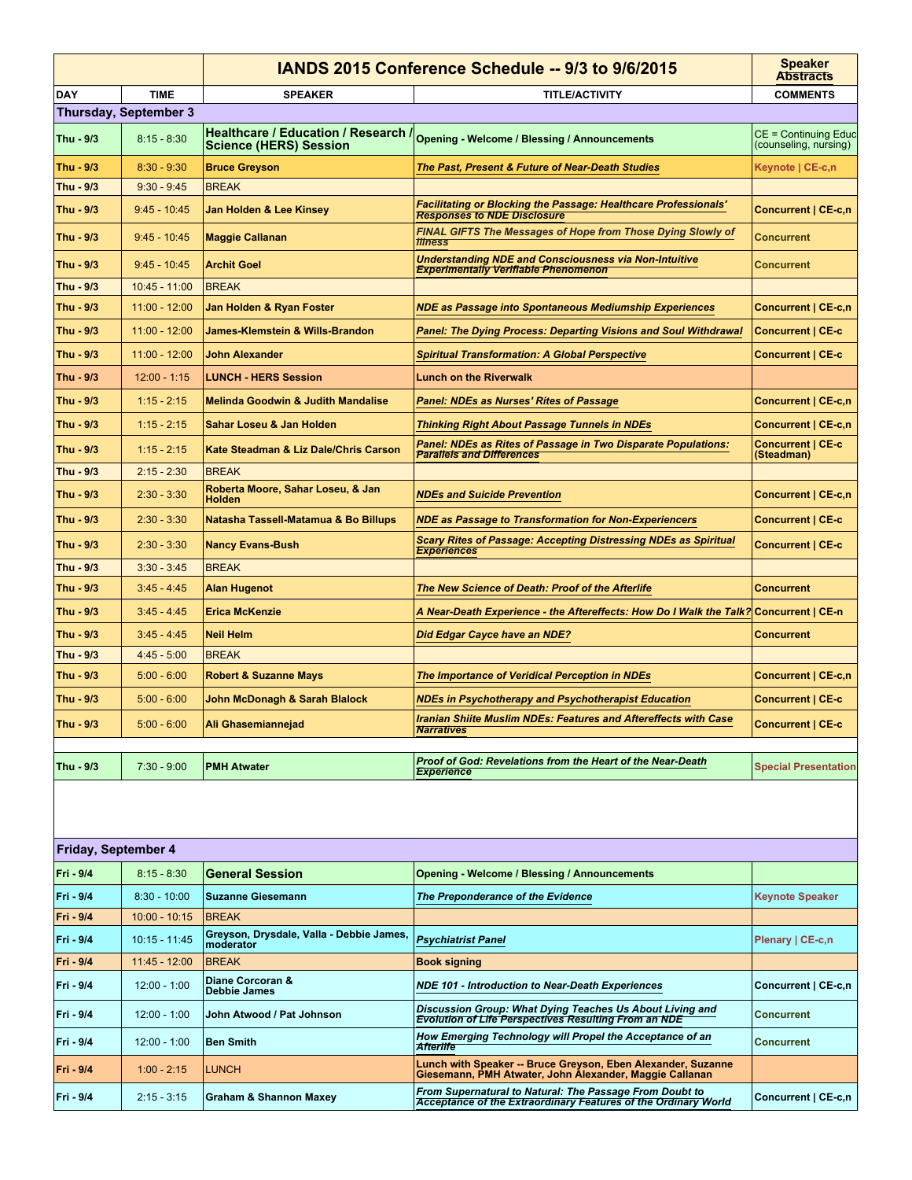| | | IANDS 2015 Conference Schedule -- 9/3 to 9/6/2015 | | Speaker Abstracts |
|---|---|---|---|---|
| DAY | TIME | SPEAKER | TITLE/ACTIVITY | COMMENTS |
| **Thursday, September 3** | | | | |
| Thu - 9/3 | 8:15 - 8:30 | **Healthcare / Education / Research / Science (HERS) Session** | **Opening - Welcome / Blessing / Announcements** | CE = Continuing Educ (counseling, nursing) |
| Thu - 9/3 | 8:30 - 9:30 | **Bruce Greyson** | ***The Past, Present & Future of Near-Death Studies*** | **Keynote \| CE-c,n** |
| Thu - 9/3 | 9:30 - 9:45 | BREAK | | |
| Thu - 9/3 | 9:45 - 10:45 | **Jan Holden & Lee Kinsey** | ***Facilitating or Blocking the Passage: Healthcare Professionals' Responses to NDE Disclosure*** | **Concurrent \| CE-c,n** |
| Thu - 9/3 | 9:45 - 10:45 | **Maggie Callanan** | ***FINAL GIFTS The Messages of Hope from Those Dying Slowly of Illness*** | **Concurrent** |
| Thu - 9/3 | 9:45 - 10:45 | **Archit Goel** | ***Understanding NDE and Consciousness via Non-Intuitive Experimentally Verifiable Phenomenon*** | **Concurrent** |
| Thu - 9/3 | 10:45 - 11:00 | BREAK | | |
| Thu - 9/3 | 11:00 - 12:00 | **Jan Holden & Ryan Foster** | ***NDE as Passage into Spontaneous Mediumship Experiences*** | **Concurrent \| CE-c,n** |
| Thu - 9/3 | 11:00 - 12:00 | **James-Klemstein & Wills-Brandon** | ***Panel: The Dying Process: Departing Visions and Soul Withdrawal*** | **Concurrent \| CE-c** |
| Thu - 9/3 | 11:00 - 12:00 | **John Alexander** | ***Spiritual Transformation: A Global Perspective*** | **Concurrent \| CE-c** |
| Thu - 9/3 | 12:00 - 1:15 | **LUNCH - HERS Session** | **Lunch on the Riverwalk** | |
| Thu - 9/3 | 1:15 - 2:15 | **Melinda Goodwin & Judith Mandalise** | ***Panel: NDEs as Nurses' Rites of Passage*** | **Concurrent \| CE-c,n** |
| Thu - 9/3 | 1:15 - 2:15 | **Sahar Loseu & Jan Holden** | ***Thinking Right About Passage Tunnels in NDEs*** | **Concurrent \| CE-c,n** |
| Thu - 9/3 | 1:15 - 2:15 | **Kate Steadman & Liz Dale/Chris Carson** | ***Panel: NDEs as Rites of Passage in Two Disparate Populations: Parallels and Differences*** | **Concurrent \| CE-c (Steadman)** |
| Thu - 9/3 | 2:15 - 2:30 | BREAK | | |
| Thu - 9/3 | 2:30 - 3:30 | **Roberta Moore, Sahar Loseu, & Jan Holden** | ***NDEs and Suicide Prevention*** | **Concurrent \| CE-c,n** |
| Thu - 9/3 | 2:30 - 3:30 | **Natasha Tassell-Matamua & Bo Billups** | ***NDE as Passage to Transformation for Non-Experiencers*** | **Concurrent \| CE-c** |
| Thu - 9/3 | 2:30 - 3:30 | **Nancy Evans-Bush** | ***Scary Rites of Passage: Accepting Distressing NDEs as Spiritual Experiences*** | **Concurrent \| CE-c** |
| Thu - 9/3 | 3:30 - 3:45 | BREAK | | |
| Thu - 9/3 | 3:45 - 4:45 | **Alan Hugenot** | ***The New Science of Death: Proof of the Afterlife*** | **Concurrent** |
| Thu - 9/3 | 3:45 - 4:45 | **Erica McKenzie** | ***A Near-Death Experience - the Aftereffects: How Do I Walk the Talk?*** | **Concurrent \| CE-n** |
| Thu - 9/3 | 3:45 - 4:45 | **Neil Helm** | ***Did Edgar Cayce have an NDE?*** | **Concurrent** |
| Thu - 9/3 | 4:45 - 5:00 | BREAK | | |
| Thu - 9/3 | 5:00 - 6:00 | **Robert & Suzanne Mays** | ***The Importance of Veridical Perception in NDEs*** | **Concurrent \| CE-c,n** |
| Thu - 9/3 | 5:00 - 6:00 | **John McDonagh & Sarah Blalock** | ***NDEs in Psychotherapy and Psychotherapist Education*** | **Concurrent \| CE-c** |
| Thu - 9/3 | 5:00 - 6:00 | **Ali Ghasemiannejad** | ***Iranian Shiite Muslim NDEs: Features and Aftereffects with Case Narratives*** | **Concurrent \| CE-c** |
| Thu - 9/3 | 7:30 - 9:00 | **PMH Atwater** | ***Proof of God: Revelations from the Heart of the Near-Death Experience*** | **Special Presentation** |
| **Friday, September 4** | | | | |
| Fri - 9/4 | 8:15 - 8:30 | **General Session** | **Opening - Welcome / Blessing / Announcements** | |
| Fri - 9/4 | 8:30 - 10:00 | **Suzanne Giesemann** | ***The Preponderance of the Evidence*** | **Keynote Speaker** |
| Fri - 9/4 | 10:00 - 10:15 | BREAK | | |
| Fri - 9/4 | 10:15 - 11:45 | **Greyson, Drysdale, Valla - Debbie James, moderator** | ***Psychiatrist Panel*** | **Plenary \| CE-c,n** |
| Fri - 9/4 | 11:45 - 12:00 | BREAK | **Book signing** | |
| Fri - 9/4 | 12:00 - 1:00 | **Diane Corcoran & Debbie James** | ***NDE 101 - Introduction to Near-Death Experiences*** | **Concurrent \| CE-c,n** |
| Fri - 9/4 | 12:00 - 1:00 | **John Atwood / Pat Johnson** | ***Discussion Group: What Dying Teaches Us About Living and Evolution of Life Perspectives Resulting From an NDE*** | **Concurrent** |
| Fri - 9/4 | 12:00 - 1:00 | **Ben Smith** | ***How Emerging Technology will Propel the Acceptance of an Afterlife*** | **Concurrent** |
| Fri - 9/4 | 1:00 - 2:15 | LUNCH | **Lunch with Speaker -- Bruce Greyson, Eben Alexander, Suzanne Giesemann, PMH Atwater, John Alexander, Maggie Callanan** | |
| Fri - 9/4 | 2:15 - 3:15 | **Graham & Shannon Maxey** | ***From Supernatural to Natural: The Passage From Doubt to Acceptance of the Extraordinary Features of the Ordinary World*** | **Concurrent \| CE-c,n** |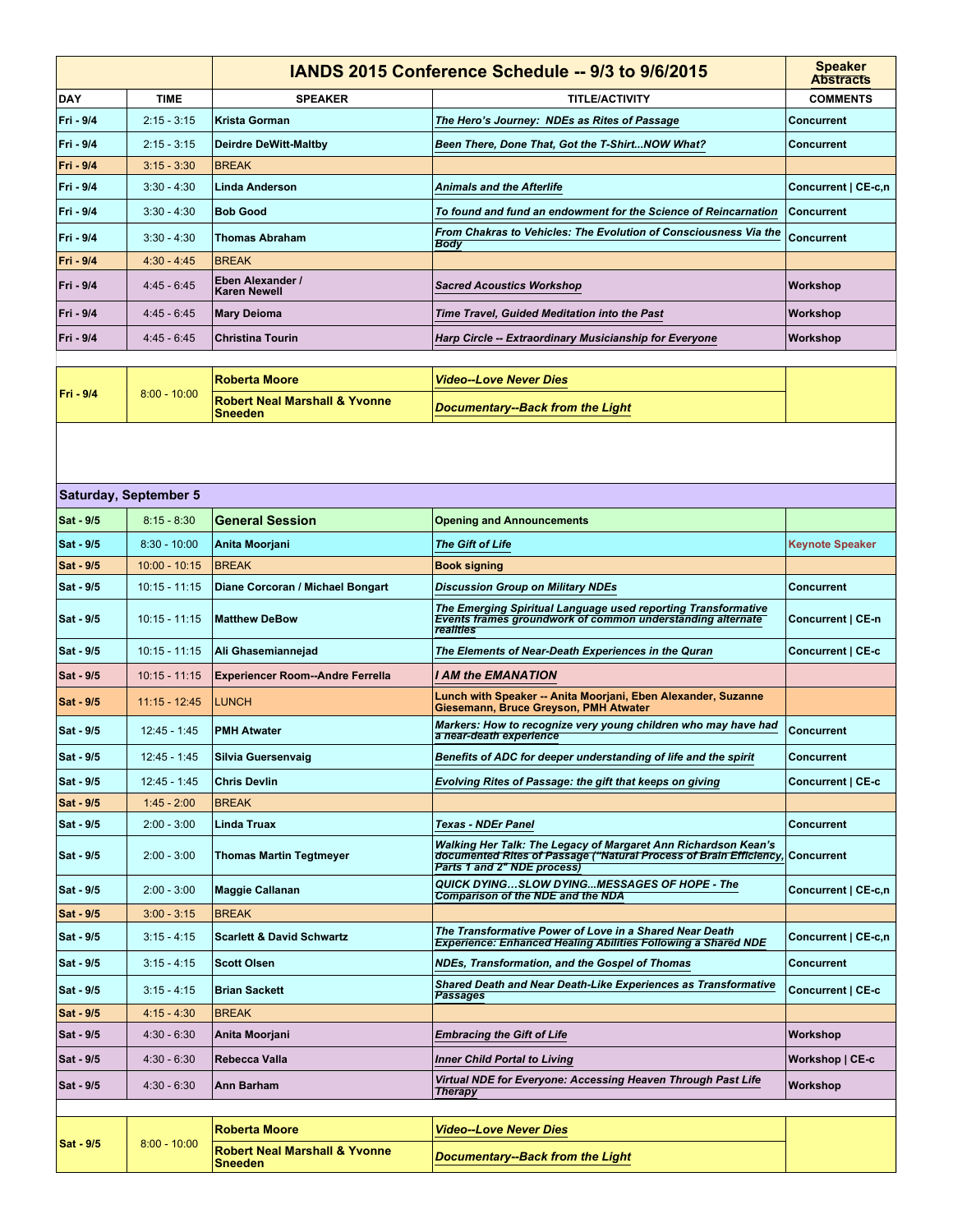| | | IANDS 2015 Conference Schedule -- 9/3 to 9/6/2015 | | Speaker Abstracts |
|---|---|---|---|---|
| **DAY** | **TIME** | **SPEAKER** | **TITLE/ACTIVITY** | **COMMENTS** |
| Fri - 9/4 | 2:15 - 3:15 | Krista Gorman | *The Hero's Journey: NDEs as Rites of Passage* | Concurrent |
| Fri - 9/4 | 2:15 - 3:15 | Deirdre DeWitt-Maltby | *Been There, Done That, Got the T-Shirt...NOW What?* | Concurrent |
| Fri - 9/4 | 3:15 - 3:30 | BREAK | | |
| Fri - 9/4 | 3:30 - 4:30 | Linda Anderson | *Animals and the Afterlife* | Concurrent \| CE-c,n |
| Fri - 9/4 | 3:30 - 4:30 | Bob Good | *To found and fund an endowment for the Science of Reincarnation* | Concurrent |
| Fri - 9/4 | 3:30 - 4:30 | Thomas Abraham | *From Chakras to Vehicles: The Evolution of Consciousness Via the Body* | Concurrent |
| Fri - 9/4 | 4:30 - 4:45 | BREAK | | |
| Fri - 9/4 | 4:45 - 6:45 | Eben Alexander / Karen Newell | *Sacred Acoustics Workshop* | Workshop |
| Fri - 9/4 | 4:45 - 6:45 | Mary Deioma | *Time Travel, Guided Meditation into the Past* | Workshop |
| Fri - 9/4 | 4:45 - 6:45 | Christina Tourin | *Harp Circle -- Extraordinary Musicianship for Everyone* | Workshop |
| Fri - 9/4 | 8:00 - 10:00 | Roberta Moore | *Video--Love Never Dies* | |
| | | Robert Neal Marshall & Yvonne Sneeden | *Documentary--Back from the Light* | |

**Saturday, September 5**

| DAY | TIME | SPEAKER | TITLE/ACTIVITY | COMMENTS |
|---|---|---|---|---|
| Sat - 9/5 | 8:15 - 8:30 | **General Session** | Opening and Announcements | |
| Sat - 9/5 | 8:30 - 10:00 | Anita Moorjani | *The Gift of Life* | Keynote Speaker |
| Sat - 9/5 | 10:00 - 10:15 | BREAK | Book signing | |
| Sat - 9/5 | 10:15 - 11:15 | Diane Corcoran / Michael Bongart | *Discussion Group on Military NDEs* | Concurrent |
| Sat - 9/5 | 10:15 - 11:15 | Matthew DeBow | *The Emerging Spiritual Language used reporting Transformative Events frames groundwork of common understanding alternate realities* | Concurrent \| CE-n |
| Sat - 9/5 | 10:15 - 11:15 | Ali Ghasemiannejad | *The Elements of Near-Death Experiences in the Quran* | Concurrent \| CE-c |
| Sat - 9/5 | 10:15 - 11:15 | Experiencer Room--Andre Ferrella | *I AM the EMANATION* | |
| Sat - 9/5 | 11:15 - 12:45 | LUNCH | Lunch with Speaker -- Anita Moorjani, Eben Alexander, Suzanne Giesemann, Bruce Greyson, PMH Atwater | |
| Sat - 9/5 | 12:45 - 1:45 | PMH Atwater | *Markers: How to recognize very young children who may have had a near-death experience* | Concurrent |
| Sat - 9/5 | 12:45 - 1:45 | Silvia Guersenvaig | *Benefits of ADC for deeper understanding of life and the spirit* | Concurrent |
| Sat - 9/5 | 12:45 - 1:45 | Chris Devlin | *Evolving Rites of Passage: the gift that keeps on giving* | Concurrent \| CE-c |
| Sat - 9/5 | 1:45 - 2:00 | BREAK | | |
| Sat - 9/5 | 2:00 - 3:00 | Linda Truax | *Texas - NDEr Panel* | Concurrent |
| Sat - 9/5 | 2:00 - 3:00 | Thomas Martin Tegtmeyer | *Walking Her Talk: The Legacy of Margaret Ann Richardson Kean's documented Rites of Passage ("Natural Process of Brain Efficiency, Parts 1 and 2" NDE process)* | Concurrent |
| Sat - 9/5 | 2:00 - 3:00 | Maggie Callanan | *QUICK DYING…SLOW DYING...MESSAGES OF HOPE - The Comparison of the NDE and the NDA* | Concurrent \| CE-c,n |
| Sat - 9/5 | 3:00 - 3:15 | BREAK | | |
| Sat - 9/5 | 3:15 - 4:15 | Scarlett & David Schwartz | *The Transformative Power of Love in a Shared Near Death Experience: Enhanced Healing Abilities Following a Shared NDE* | Concurrent \| CE-c,n |
| Sat - 9/5 | 3:15 - 4:15 | Scott Olsen | *NDEs, Transformation, and the Gospel of Thomas* | Concurrent |
| Sat - 9/5 | 3:15 - 4:15 | Brian Sackett | *Shared Death and Near Death-Like Experiences as Transformative Passages* | Concurrent \| CE-c |
| Sat - 9/5 | 4:15 - 4:30 | BREAK | | |
| Sat - 9/5 | 4:30 - 6:30 | Anita Moorjani | *Embracing the Gift of Life* | Workshop |
| Sat - 9/5 | 4:30 - 6:30 | Rebecca Valla | *Inner Child Portal to Living* | Workshop \| CE-c |
| Sat - 9/5 | 4:30 - 6:30 | Ann Barham | *Virtual NDE for Everyone: Accessing Heaven Through Past Life Therapy* | Workshop |
| Sat - 9/5 | 8:00 - 10:00 | Roberta Moore | *Video--Love Never Dies* | |
| | | Robert Neal Marshall & Yvonne Sneeden | *Documentary--Back from the Light* | |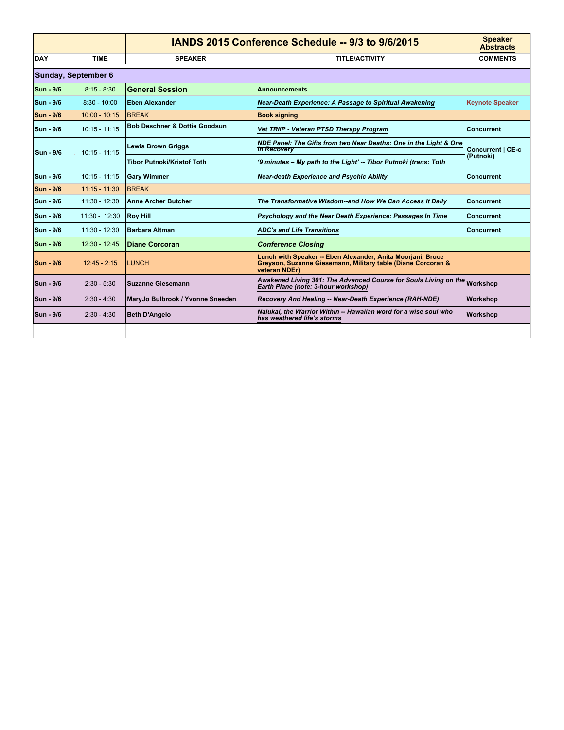| | | IANDS 2015 Conference Schedule -- 9/3 to 9/6/2015 | | Speaker Abstracts |
|---|---|---|---|---|
| DAY | TIME | SPEAKER | TITLE/ACTIVITY | COMMENTS |
| **Sunday, September 6** | | | | |
| Sun - 9/6 | 8:15 - 8:30 | **General Session** | **Announcements** | |
| Sun - 9/6 | 8:30 - 10:00 | **Eben Alexander** | ***Near-Death Experience: A Passage to Spiritual Awakening*** | Keynote Speaker |
| Sun - 9/6 | 10:00 - 10:15 | BREAK | **Book signing** | |
| Sun - 9/6 | 10:15 - 11:15 | **Bob Deschner & Dottie Goodsun** | ***Vet TRIIP - Veteran PTSD Therapy Program*** | Concurrent |
| Sun - 9/6 | 10:15 - 11:15 | **Lewis Brown Griggs** | ***NDE Panel: The Gifts from two Near Deaths: One in the Light & One in Recovery*** | Concurrent \| CE-c (Putnoki) |
| | | **Tibor Putnoki/Kristof Toth** | ***'9 minutes – My path to the Light' -- Tibor Putnoki (trans: Toth*** | |
| Sun - 9/6 | 10:15 - 11:15 | **Gary Wimmer** | ***Near-death Experience and Psychic Ability*** | Concurrent |
| Sun - 9/6 | 11:15 - 11:30 | BREAK | | |
| Sun - 9/6 | 11:30 - 12:30 | **Anne Archer Butcher** | ***The Transformative Wisdom--and How We Can Access It Daily*** | Concurrent |
| Sun - 9/6 | 11:30 - 12:30 | **Roy Hill** | ***Psychology and the Near Death Experience: Passages In Time*** | Concurrent |
| Sun - 9/6 | 11:30 - 12:30 | **Barbara Altman** | ***ADC's and Life Transitions*** | Concurrent |
| Sun - 9/6 | 12:30 - 12:45 | **Diane Corcoran** | ***Conference Closing*** | |
| Sun - 9/6 | 12:45 - 2:15 | LUNCH | **Lunch with Speaker -- Eben Alexander, Anita Moorjani, Bruce Greyson, Suzanne Giesemann, Military table (Diane Corcoran & veteran NDEr)** | |
| Sun - 9/6 | 2:30 - 5:30 | **Suzanne Giesemann** | ***Awakened Living 301: The Advanced Course for Souls Living on the Earth Plane (note: 3-hour workshop)*** | Workshop |
| Sun - 9/6 | 2:30 - 4:30 | **MaryJo Bulbrook / Yvonne Sneeden** | ***Recovery And Healing -- Near-Death Experience (RAH-NDE)*** | Workshop |
| Sun - 9/6 | 2:30 - 4:30 | **Beth D'Angelo** | ***Nalukai, the Warrior Within -- Hawaiian word for a wise soul who has weathered life's storms*** | Workshop |